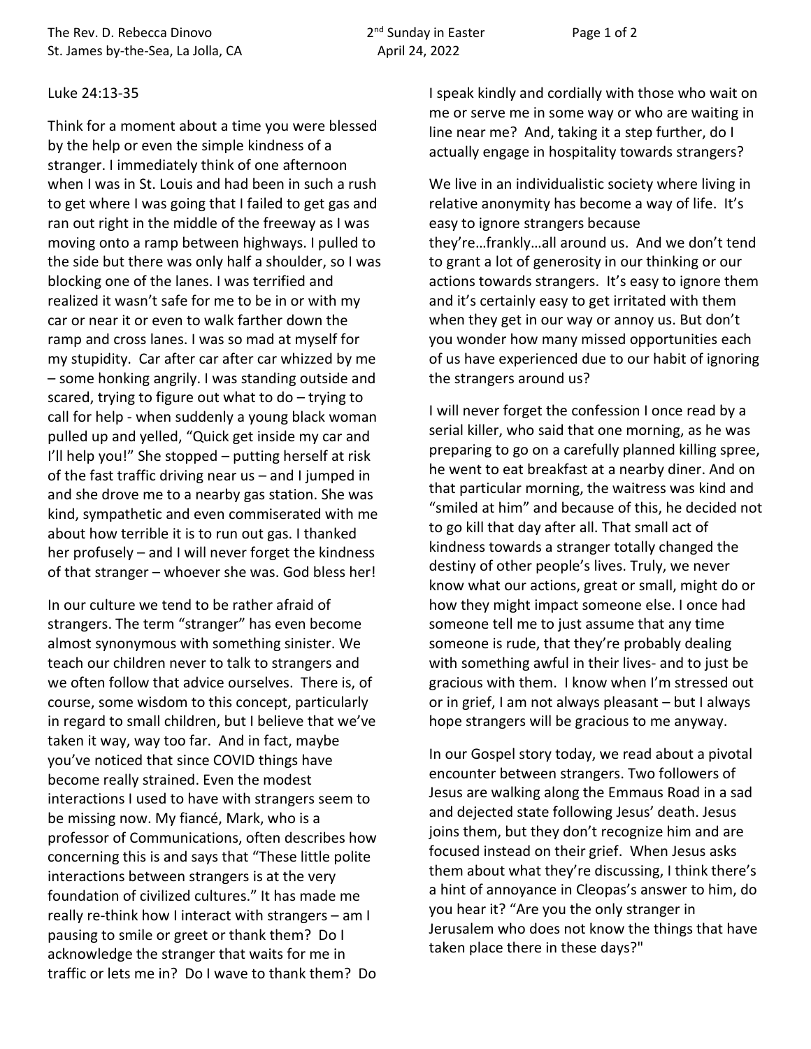Luke 24:13-35

Think for a moment about a time you were blessed by the help or even the simple kindness of a stranger. I immediately think of one afternoon when I was in St. Louis and had been in such a rush to get where I was going that I failed to get gas and ran out right in the middle of the freeway as I was moving onto a ramp between highways. I pulled to the side but there was only half a shoulder, so I was blocking one of the lanes. I was terrified and realized it wasn't safe for me to be in or with my car or near it or even to walk farther down the ramp and cross lanes. I was so mad at myself for my stupidity. Car after car after car whizzed by me – some honking angrily. I was standing outside and scared, trying to figure out what to do – trying to call for help - when suddenly a young black woman pulled up and yelled, "Quick get inside my car and I'll help you!" She stopped – putting herself at risk of the fast traffic driving near us – and I jumped in and she drove me to a nearby gas station. She was kind, sympathetic and even commiserated with me about how terrible it is to run out gas. I thanked her profusely – and I will never forget the kindness of that stranger – whoever she was. God bless her!

In our culture we tend to be rather afraid of strangers. The term "stranger" has even become almost synonymous with something sinister. We teach our children never to talk to strangers and we often follow that advice ourselves. There is, of course, some wisdom to this concept, particularly in regard to small children, but I believe that we've taken it way, way too far. And in fact, maybe you've noticed that since COVID things have become really strained. Even the modest interactions I used to have with strangers seem to be missing now. My fiancé, Mark, who is a professor of Communications, often describes how concerning this is and says that "These little polite interactions between strangers is at the very foundation of civilized cultures." It has made me really re-think how I interact with strangers – am I pausing to smile or greet or thank them? Do I acknowledge the stranger that waits for me in traffic or lets me in? Do I wave to thank them? Do I speak kindly and cordially with those who wait on me or serve me in some way or who are waiting in line near me? And, taking it a step further, do I actually engage in hospitality towards strangers?

We live in an individualistic society where living in relative anonymity has become a way of life. It's easy to ignore strangers because they're…frankly…all around us. And we don't tend to grant a lot of generosity in our thinking or our actions towards strangers. It's easy to ignore them and it's certainly easy to get irritated with them when they get in our way or annoy us. But don't you wonder how many missed opportunities each of us have experienced due to our habit of ignoring the strangers around us?

I will never forget the confession I once read by a serial killer, who said that one morning, as he was preparing to go on a carefully planned killing spree, he went to eat breakfast at a nearby diner. And on that particular morning, the waitress was kind and "smiled at him" and because of this, he decided not to go kill that day after all. That small act of kindness towards a stranger totally changed the destiny of other people's lives. Truly, we never know what our actions, great or small, might do or how they might impact someone else. I once had someone tell me to just assume that any time someone is rude, that they're probably dealing with something awful in their lives- and to just be gracious with them. I know when I'm stressed out or in grief, I am not always pleasant – but I always hope strangers will be gracious to me anyway.

In our Gospel story today, we read about a pivotal encounter between strangers. Two followers of Jesus are walking along the Emmaus Road in a sad and dejected state following Jesus' death. Jesus joins them, but they don't recognize him and are focused instead on their grief. When Jesus asks them about what they're discussing, I think there's a hint of annoyance in Cleopas's answer to him, do you hear it? "Are you the only stranger in Jerusalem who does not know the things that have taken place there in these days?"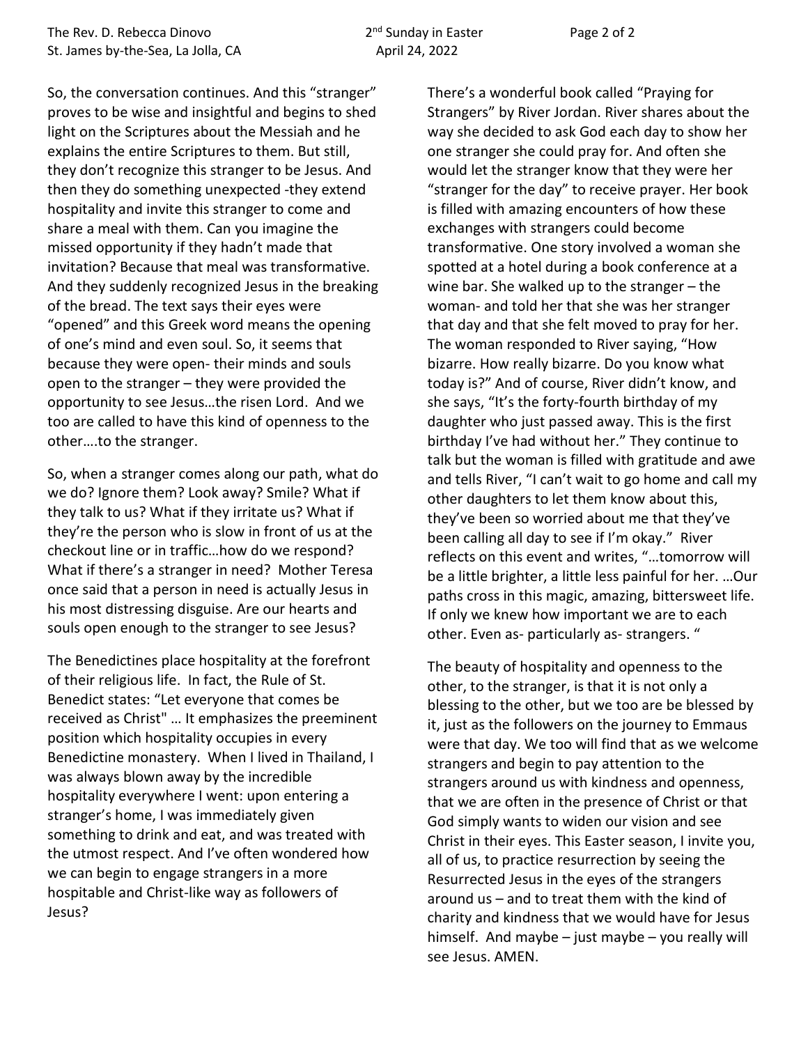So, the conversation continues. And this "stranger" proves to be wise and insightful and begins to shed light on the Scriptures about the Messiah and he explains the entire Scriptures to them. But still, they don't recognize this stranger to be Jesus. And then they do something unexpected -they extend hospitality and invite this stranger to come and share a meal with them. Can you imagine the missed opportunity if they hadn't made that invitation? Because that meal was transformative. And they suddenly recognized Jesus in the breaking of the bread. The text says their eyes were "opened" and this Greek word means the opening of one's mind and even soul. So, it seems that because they were open- their minds and souls open to the stranger – they were provided the opportunity to see Jesus…the risen Lord. And we too are called to have this kind of openness to the other….to the stranger.

So, when a stranger comes along our path, what do we do? Ignore them? Look away? Smile? What if they talk to us? What if they irritate us? What if they're the person who is slow in front of us at the checkout line or in traffic…how do we respond? What if there's a stranger in need? Mother Teresa once said that a person in need is actually Jesus in his most distressing disguise. Are our hearts and souls open enough to the stranger to see Jesus?

The Benedictines place hospitality at the forefront of their religious life. In fact, the Rule of St. Benedict states: "Let everyone that comes be received as Christ" … It emphasizes the preeminent position which hospitality occupies in every Benedictine monastery. When I lived in Thailand, I was always blown away by the incredible hospitality everywhere I went: upon entering a stranger's home, I was immediately given something to drink and eat, and was treated with the utmost respect. And I've often wondered how we can begin to engage strangers in a more hospitable and Christ-like way as followers of Jesus?

There's a wonderful book called "Praying for Strangers" by River Jordan. River shares about the way she decided to ask God each day to show her one stranger she could pray for. And often she would let the stranger know that they were her "stranger for the day" to receive prayer. Her book is filled with amazing encounters of how these exchanges with strangers could become transformative. One story involved a woman she spotted at a hotel during a book conference at a wine bar. She walked up to the stranger – the woman- and told her that she was her stranger that day and that she felt moved to pray for her. The woman responded to River saying, "How bizarre. How really bizarre. Do you know what today is?" And of course, River didn't know, and she says, "It's the forty-fourth birthday of my daughter who just passed away. This is the first birthday I've had without her." They continue to talk but the woman is filled with gratitude and awe and tells River, "I can't wait to go home and call my other daughters to let them know about this, they've been so worried about me that they've been calling all day to see if I'm okay." River reflects on this event and writes, "…tomorrow will be a little brighter, a little less painful for her. …Our paths cross in this magic, amazing, bittersweet life. If only we knew how important we are to each other. Even as- particularly as- strangers. "

The beauty of hospitality and openness to the other, to the stranger, is that it is not only a blessing to the other, but we too are be blessed by it, just as the followers on the journey to Emmaus were that day. We too will find that as we welcome strangers and begin to pay attention to the strangers around us with kindness and openness, that we are often in the presence of Christ or that God simply wants to widen our vision and see Christ in their eyes. This Easter season, I invite you, all of us, to practice resurrection by seeing the Resurrected Jesus in the eyes of the strangers around us – and to treat them with the kind of charity and kindness that we would have for Jesus himself. And maybe – just maybe – you really will see Jesus. AMEN.